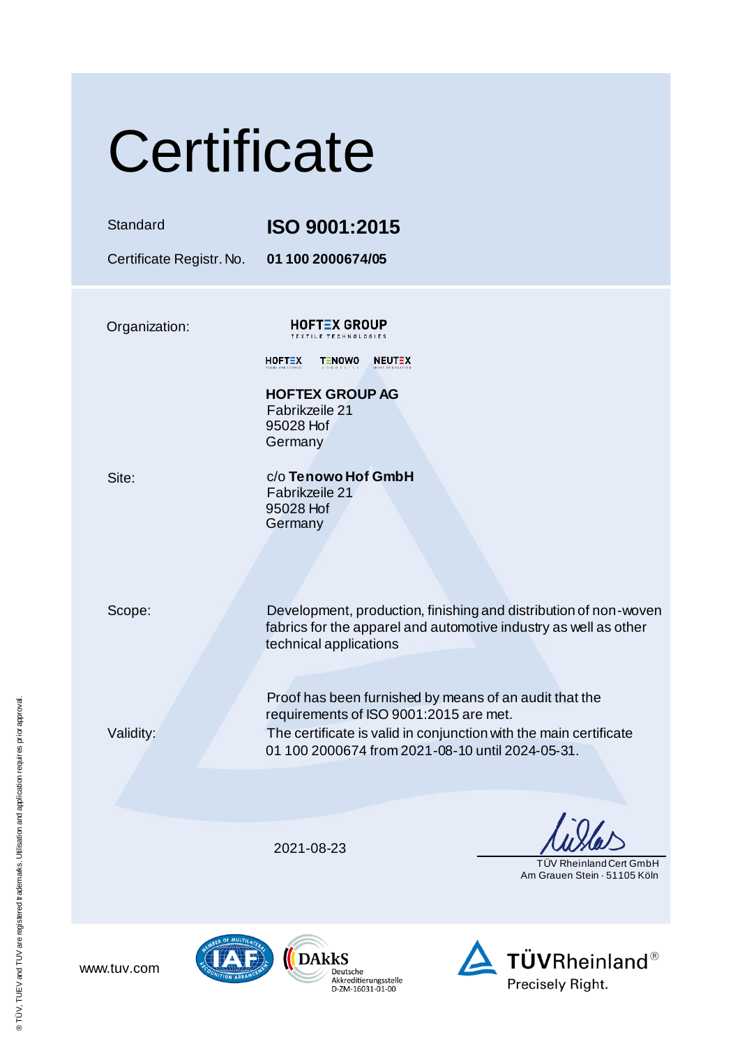# Certificate

| | |
|---|---|
| Standard | **ISO 9001:2015** |
| Certificate Registr. No. | **01 100 2000674/05** |

Organization:

HOFTEX GROUP
TEXTILE TECHNOLOGIES

HOFTEX TENOWO NEUTEX

**HOFTEX GROUP AG**
Fabrikzeile 21
95028 Hof
Germany

Site:

c/o **Tenowo Hof GmbH**
Fabrikzeile 21
95028 Hof
Germany

Scope:

Development, production, finishing and distribution of non-woven fabrics for the apparel and automotive industry as well as other technical applications

Validity:

Proof has been furnished by means of an audit that the requirements of ISO 9001:2015 are met.
The certificate is valid in conjunction with the main certificate 01 100 2000674 from 2021-08-10 until 2024-05-31.

2021-08-23

TÜV Rheinland Cert GmbH
Am Grauen Stein · 51105 Köln

www.tuv.com

DAkkS Deutsche Akkreditierungsstelle D-ZM-16031-01-00

TÜVRheinland®
Precisely Right.

® TÜV, TUEV and TUV are registered trademarks. Utilisation and application requires prior approval.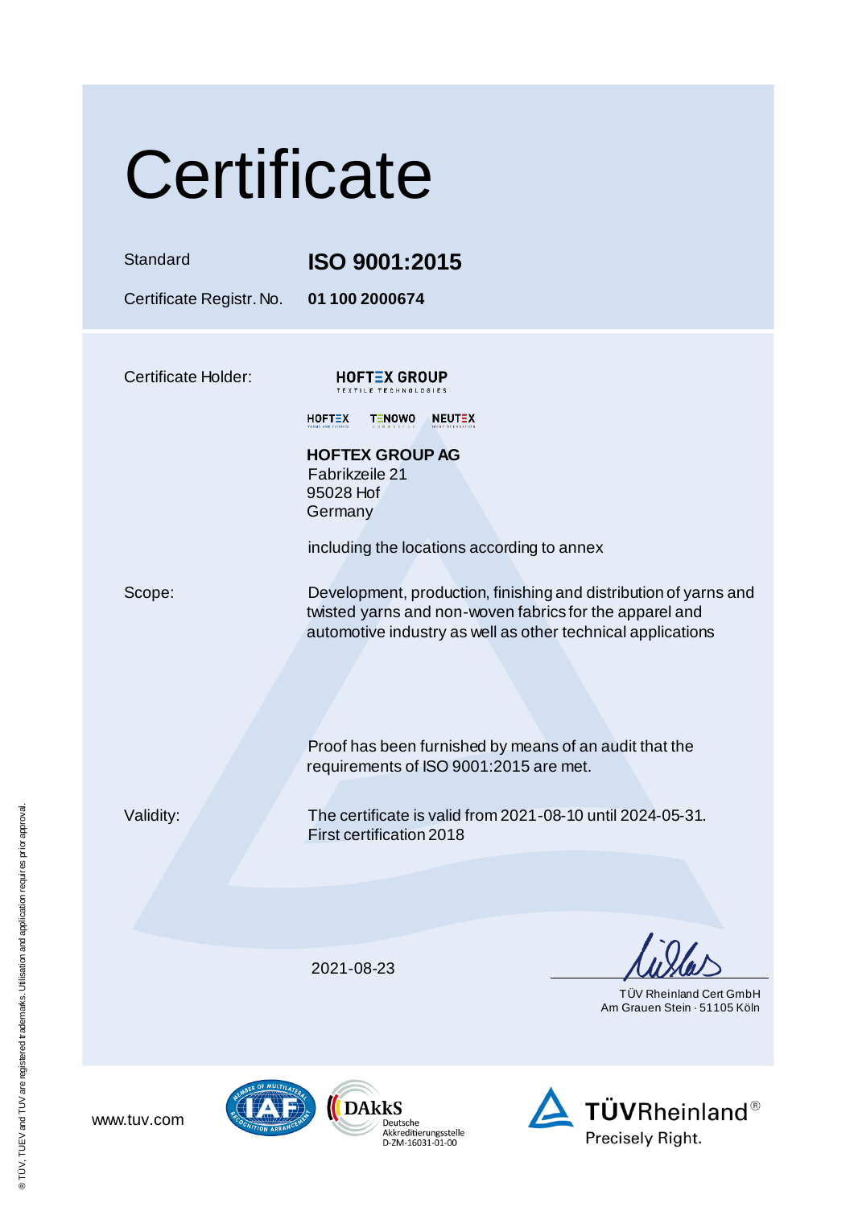# Certificate

| | |
|---|---|
| Standard | **ISO 9001:2015** |
| Certificate Registr. No. | **01 100 2000674** |

Certificate Holder:

HOFTEX GROUP
TEXTILE TECHNOLOGIES

HOFTEX TENOWO NEUTEX

**HOFTEX GROUP AG**
Fabrikzeile 21
95028 Hof
Germany

including the locations according to annex

Scope:

Development, production, finishing and distribution of yarns and twisted yarns and non-woven fabrics for the apparel and automotive industry as well as other technical applications

Proof has been furnished by means of an audit that the requirements of ISO 9001:2015 are met.

Validity:

The certificate is valid from 2021-08-10 until 2024-05-31.
First certification 2018

2021-08-23

TÜV Rheinland Cert GmbH
Am Grauen Stein · 51105 Köln

www.tuv.com

DAkkS
Deutsche
Akkreditierungsstelle
D-ZM-16031-01-00

TÜVRheinland®
Precisely Right.

® TÜV, TUEV and TUV are registered trademarks. Utilisation and application requires prior approval.